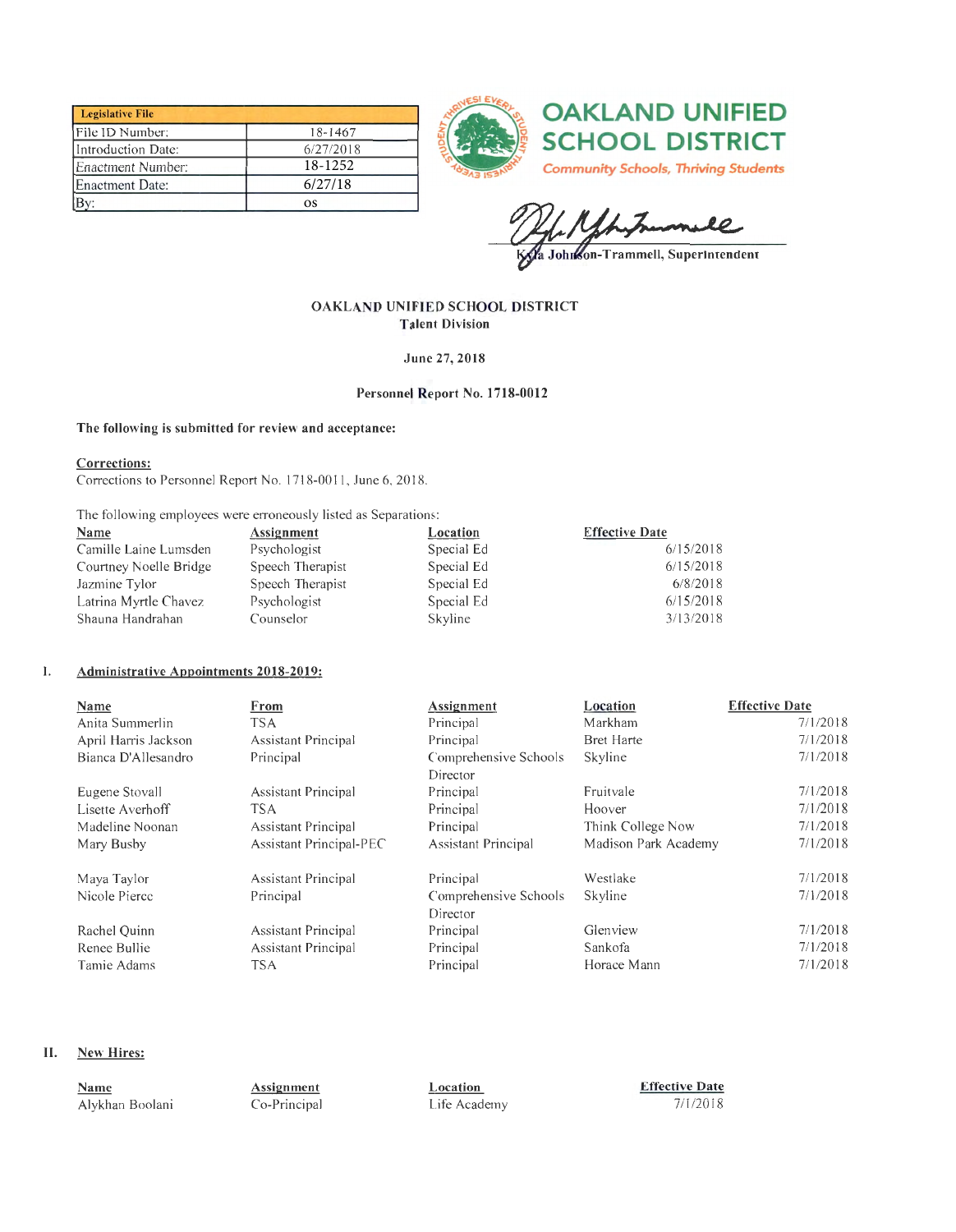| Legislative File | |
|---|---|
| File ID Number: | 18-1467 |
| Introduction Date: | 6/27/2018 |
| Enactment Number: | 18-1252 |
| Enactment Date: | 6/27/18 |
| By: | os |

**OAKLAND UNIFIED SCHOOL DISTRICT**
*Community Schools, Thriving Students*

Kyla Johnson-Trammell, Superintendent

**OAKLAND UNIFIED SCHOOL DISTRICT**
**Talent Division**

**June 27, 2018**

**Personnel Report No. 1718-0012**

**The following is submitted for review and acceptance:**

**Corrections:**
Corrections to Personnel Report No. 1718-0011, June 6, 2018.

The following employees were erroneously listed as Separations:

| Name | Assignment | Location | Effective Date |
|---|---|---|---|
| Camille Laine Lumsden | Psychologist | Special Ed | 6/15/2018 |
| Courtney Noelle Bridge | Speech Therapist | Special Ed | 6/15/2018 |
| Jazmine Tylor | Speech Therapist | Special Ed | 6/8/2018 |
| Latrina Myrtle Chavez | Psychologist | Special Ed | 6/15/2018 |
| Shauna Handrahan | Counselor | Skyline | 3/13/2018 |

## I. Administrative Appointments 2018-2019:

| Name | From | Assignment | Location | Effective Date |
|---|---|---|---|---|
| Anita Summerlin | TSA | Principal | Markham | 7/1/2018 |
| April Harris Jackson | Assistant Principal | Principal | Bret Harte | 7/1/2018 |
| Bianca D'Allesandro | Principal | Comprehensive Schools Director | Skyline | 7/1/2018 |
| Eugene Stovall | Assistant Principal | Principal | Fruitvale | 7/1/2018 |
| Lisette Averhoff | TSA | Principal | Hoover | 7/1/2018 |
| Madeline Noonan | Assistant Principal | Principal | Think College Now | 7/1/2018 |
| Mary Busby | Assistant Principal-PEC | Assistant Principal | Madison Park Academy | 7/1/2018 |
| Maya Taylor | Assistant Principal | Principal | Westlake | 7/1/2018 |
| Nicole Pierce | Principal | Comprehensive Schools Director | Skyline | 7/1/2018 |
| Rachel Quinn | Assistant Principal | Principal | Glenview | 7/1/2018 |
| Renee Bullie | Assistant Principal | Principal | Sankofa | 7/1/2018 |
| Tamie Adams | TSA | Principal | Horace Mann | 7/1/2018 |

## II. New Hires:

| Name | Assignment | Location | Effective Date |
|---|---|---|---|
| Alykhan Boolani | Co-Principal | Life Academy | 7/1/2018 |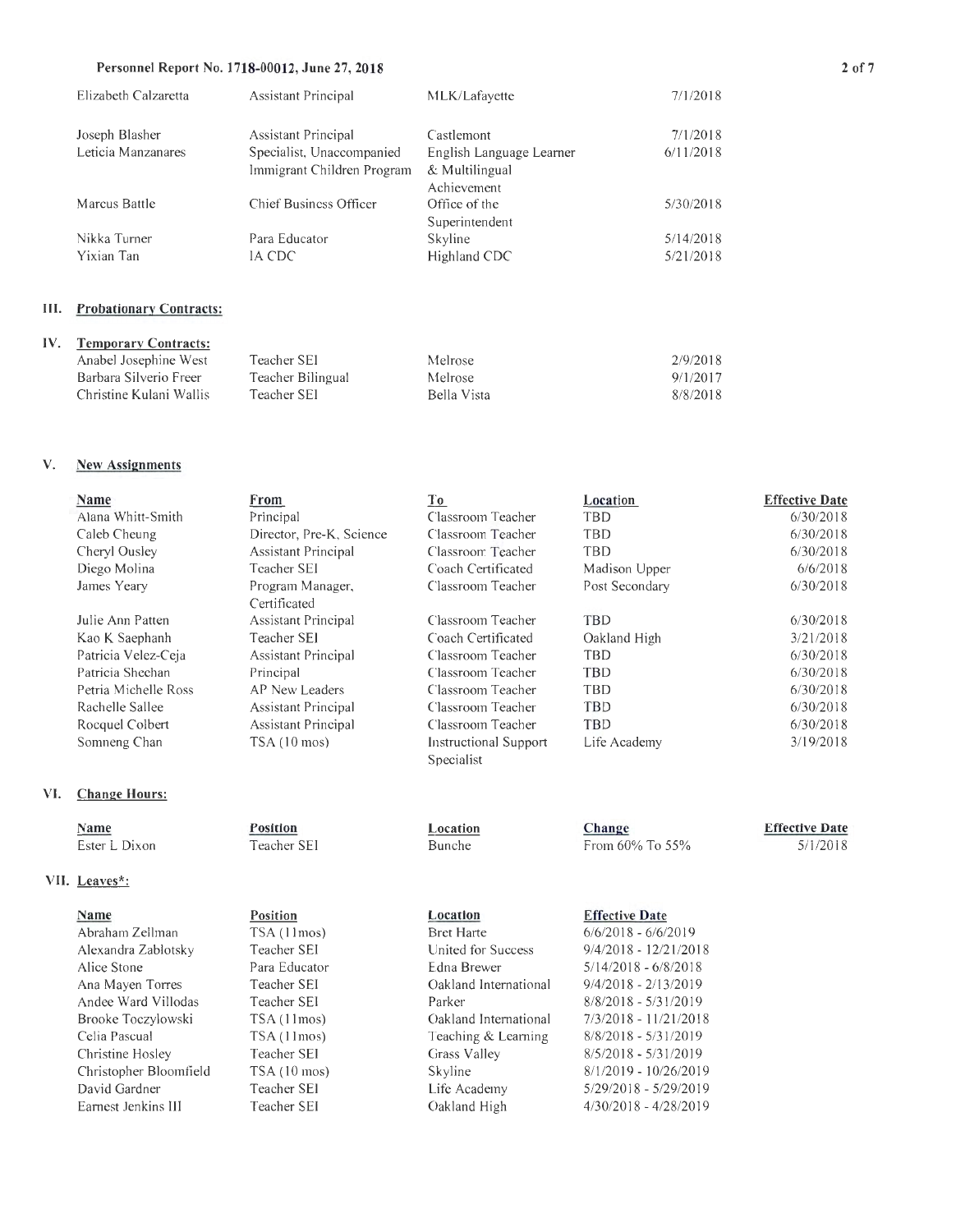| | | | |
|---|---|---|---|
| Elizabeth Calzaretta | Assistant Principal | MLK/Lafayette | 7/1/2018 |
| Joseph Blasher | Assistant Principal | Castlemont | 7/1/2018 |
| Leticia Manzanares | Specialist, Unaccompanied Immigrant Children Program | English Language Learner & Multilingual Achievement | 6/11/2018 |
| Marcus Battle | Chief Business Officer | Office of the Superintendent | 5/30/2018 |
| Nikka Turner | Para Educator | Skyline | 5/14/2018 |
| Yixian Tan | IA CDC | Highland CDC | 5/21/2018 |

## III. Probationary Contracts:

## IV. Temporary Contracts:

| | | | |
|---|---|---|---|
| Anabel Josephine West | Teacher SEI | Melrose | 2/9/2018 |
| Barbara Silverio Freer | Teacher Bilingual | Melrose | 9/1/2017 |
| Christine Kulani Wallis | Teacher SEI | Bella Vista | 8/8/2018 |

## V. New Assignments

| Name | From | To | Location | Effective Date |
|---|---|---|---|---|
| Alana Whitt-Smith | Principal | Classroom Teacher | TBD | 6/30/2018 |
| Caleb Cheung | Director, Pre-K, Science | Classroom Teacher | TBD | 6/30/2018 |
| Cheryl Ousley | Assistant Principal | Classroom Teacher | TBD | 6/30/2018 |
| Diego Molina | Teacher SEI | Coach Certificated | Madison Upper | 6/6/2018 |
| James Yeary | Program Manager, Certificated | Classroom Teacher | Post Secondary | 6/30/2018 |
| Julie Ann Patten | Assistant Principal | Classroom Teacher | TBD | 6/30/2018 |
| Kao K Saephanh | Teacher SEI | Coach Certificated | Oakland High | 3/21/2018 |
| Patricia Velez-Ceja | Assistant Principal | Classroom Teacher | TBD | 6/30/2018 |
| Patricia Sheehan | Principal | Classroom Teacher | TBD | 6/30/2018 |
| Petria Michelle Ross | AP New Leaders | Classroom Teacher | TBD | 6/30/2018 |
| Rachelle Sallee | Assistant Principal | Classroom Teacher | TBD | 6/30/2018 |
| Rocquel Colbert | Assistant Principal | Classroom Teacher | TBD | 6/30/2018 |
| Somneng Chan | TSA (10 mos) | Instructional Support Specialist | Life Academy | 3/19/2018 |

## VI. Change Hours:

| Name | Position | Location | Change | Effective Date |
|---|---|---|---|---|
| Ester L Dixon | Teacher SEI | Bunche | From 60% To 55% | 5/1/2018 |

## VII. Leaves*:

| Name | Position | Location | Effective Date |
|---|---|---|---|
| Abraham Zellman | TSA (11mos) | Bret Harte | 6/6/2018 - 6/6/2019 |
| Alexandra Zablotsky | Teacher SEI | United for Success | 9/4/2018 - 12/21/2018 |
| Alice Stone | Para Educator | Edna Brewer | 5/14/2018 - 6/8/2018 |
| Ana Mayen Torres | Teacher SEI | Oakland International | 9/4/2018 - 2/13/2019 |
| Andee Ward Villodas | Teacher SEI | Parker | 8/8/2018 - 5/31/2019 |
| Brooke Toczylowski | TSA (11mos) | Oakland International | 7/3/2018 - 11/21/2018 |
| Celia Pascual | TSA (11mos) | Teaching & Learning | 8/8/2018 - 5/31/2019 |
| Christine Hosley | Teacher SEI | Grass Valley | 8/5/2018 - 5/31/2019 |
| Christopher Bloomfield | TSA (10 mos) | Skyline | 8/1/2019 - 10/26/2019 |
| David Gardner | Teacher SEI | Life Academy | 5/29/2018 - 5/29/2019 |
| Earnest Jenkins III | Teacher SEI | Oakland High | 4/30/2018 - 4/28/2019 |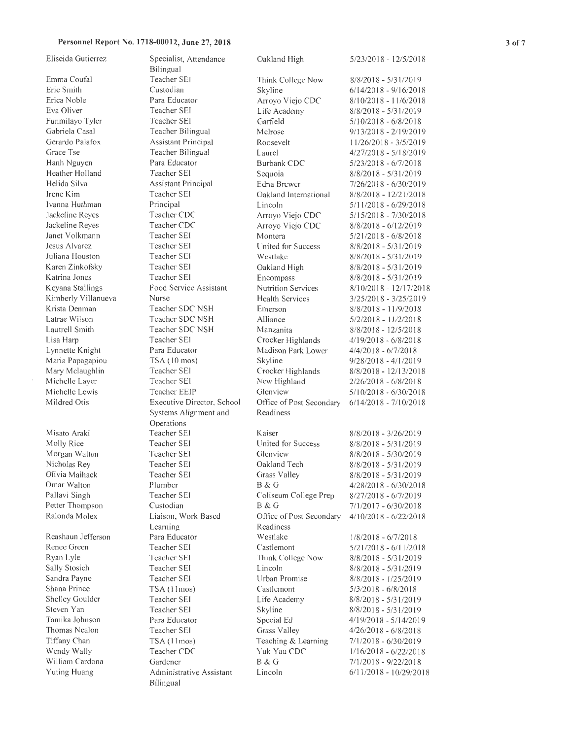| | | | |
|---|---|---|---|
| Eliseida Gutierrez | Specialist, Attendance Bilingual | Oakland High | 5/23/2018 - 12/5/2018 |
| Emma Coufal | Teacher SEI | Think College Now | 8/8/2018 - 5/31/2019 |
| Eric Smith | Custodian | Skyline | 6/14/2018 - 9/16/2018 |
| Erica Noble | Para Educator | Arroyo Viejo CDC | 8/10/2018 - 11/6/2018 |
| Eva Oliver | Teacher SEI | Life Academy | 8/8/2018 - 5/31/2019 |
| Funmilayo Tyler | Teacher SEI | Garfield | 5/10/2018 - 6/8/2018 |
| Gabriela Casal | Teacher Bilingual | Melrose | 9/13/2018 - 2/19/2019 |
| Gerardo Palafox | Assistant Principal | Roosevelt | 11/26/2018 - 3/5/2019 |
| Grace Tse | Teacher Bilingual | Laurel | 4/27/2018 - 5/18/2019 |
| Hanh Nguyen | Para Educator | Burbank CDC | 5/23/2018 - 6/7/2018 |
| Heather Holland | Teacher SEI | Sequoia | 8/8/2018 - 5/31/2019 |
| Helida Silva | Assistant Principal | Edna Brewer | 7/26/2018 - 6/30/2019 |
| Irene Kim | Teacher SEI | Oakland International | 8/8/2018 - 12/21/2018 |
| Ivanna Huthman | Principal | Lincoln | 5/11/2018 - 6/29/2018 |
| Jackeline Reyes | Teacher CDC | Arroyo Viejo CDC | 5/15/2018 - 7/30/2018 |
| Jackeline Reyes | Teacher CDC | Arroyo Viejo CDC | 8/8/2018 - 6/12/2019 |
| Janet Volkmann | Teacher SEI | Montera | 5/21/2018 - 6/8/2018 |
| Jesus Alvarez | Teacher SEI | United for Success | 8/8/2018 - 5/31/2019 |
| Juliana Houston | Teacher SEI | Westlake | 8/8/2018 - 5/31/2019 |
| Karen Zinkofsky | Teacher SEI | Oakland High | 8/8/2018 - 5/31/2019 |
| Katrina Jones | Teacher SEI | Encompass | 8/8/2018 - 5/31/2019 |
| Keyana Stallings | Food Service Assistant | Nutrition Services | 8/10/2018 - 12/17/2018 |
| Kimberly Villanueva | Nurse | Health Services | 3/25/2018 - 3/25/2019 |
| Krista Denman | Teacher SDC NSH | Emerson | 8/8/2018 - 11/9/2018 |
| Latrae Wilson | Teacher SDC NSH | Alliance | 5/2/2018 - 11/2/2018 |
| Lautrell Smith | Teacher SDC NSH | Manzanita | 8/8/2018 - 12/5/2018 |
| Lisa Harp | Teacher SEI | Crocker Highlands | 4/19/2018 - 6/8/2018 |
| Lynnette Knight | Para Educator | Madison Park Lower | 4/4/2018 - 6/7/2018 |
| Maria Papagapiou | TSA (10 mos) | Skyline | 9/28/2018 - 4/1/2019 |
| Mary Mclaughlin | Teacher SEI | Crocker Highlands | 8/8/2018 - 12/13/2018 |
| Michelle Layer | Teacher SEI | New Highland | 2/26/2018 - 6/8/2018 |
| Michelle Lewis | Teacher EEIP | Glenview | 5/10/2018 - 6/30/2018 |
| Mildred Otis | Executive Director, School Systems Alignment and Operations | Office of Post Secondary Readiness | 6/14/2018 - 7/10/2018 |
| Misato Araki | Teacher SEI | Kaiser | 8/8/2018 - 3/26/2019 |
| Molly Rice | Teacher SEI | United for Success | 8/8/2018 - 5/31/2019 |
| Morgan Walton | Teacher SEI | Glenview | 8/8/2018 - 5/30/2019 |
| Nicholas Rey | Teacher SEI | Oakland Tech | 8/8/2018 - 5/31/2019 |
| Olivia Maihack | Teacher SEI | Grass Valley | 8/8/2018 - 5/31/2019 |
| Omar Walton | Plumber | B & G | 4/28/2018 - 6/30/2018 |
| Pallavi Singh | Teacher SEI | Coliseum College Prep | 8/27/2018 - 6/7/2019 |
| Petter Thompson | Custodian | B & G | 7/1/2017 - 6/30/2018 |
| Ralonda Molex | Liaison, Work Based Learning | Office of Post Secondary Readiness | 4/10/2018 - 6/22/2018 |
| Reashaun Jefferson | Para Educator | Westlake | 1/8/2018 - 6/7/2018 |
| Renee Green | Teacher SEI | Castlemont | 5/21/2018 - 6/11/2018 |
| Ryan Lyle | Teacher SEI | Think College Now | 8/8/2018 - 5/31/2019 |
| Sally Stosich | Teacher SEI | Lincoln | 8/8/2018 - 5/31/2019 |
| Sandra Payne | Teacher SEI | Urban Promise | 8/8/2018 - 1/25/2019 |
| Shana Prince | TSA (11mos) | Castlemont | 5/3/2018 - 6/8/2018 |
| Shelley Goulder | Teacher SEI | Life Academy | 8/8/2018 - 5/31/2019 |
| Steven Yan | Teacher SEI | Skyline | 8/8/2018 - 5/31/2019 |
| Tamika Johnson | Para Educator | Special Ed | 4/19/2018 - 5/14/2019 |
| Thomas Nealon | Teacher SEI | Grass Valley | 4/26/2018 - 6/8/2018 |
| Tiffany Chan | TSA (11mos) | Teaching & Learning | 7/1/2018 - 6/30/2019 |
| Wendy Wally | Teacher CDC | Yuk Yau CDC | 1/16/2018 - 6/22/2018 |
| William Cardona | Gardener | B & G | 7/1/2018 - 9/22/2018 |
| Yuting Huang | Administrative Assistant Bilingual | Lincoln | 6/11/2018 - 10/29/2018 |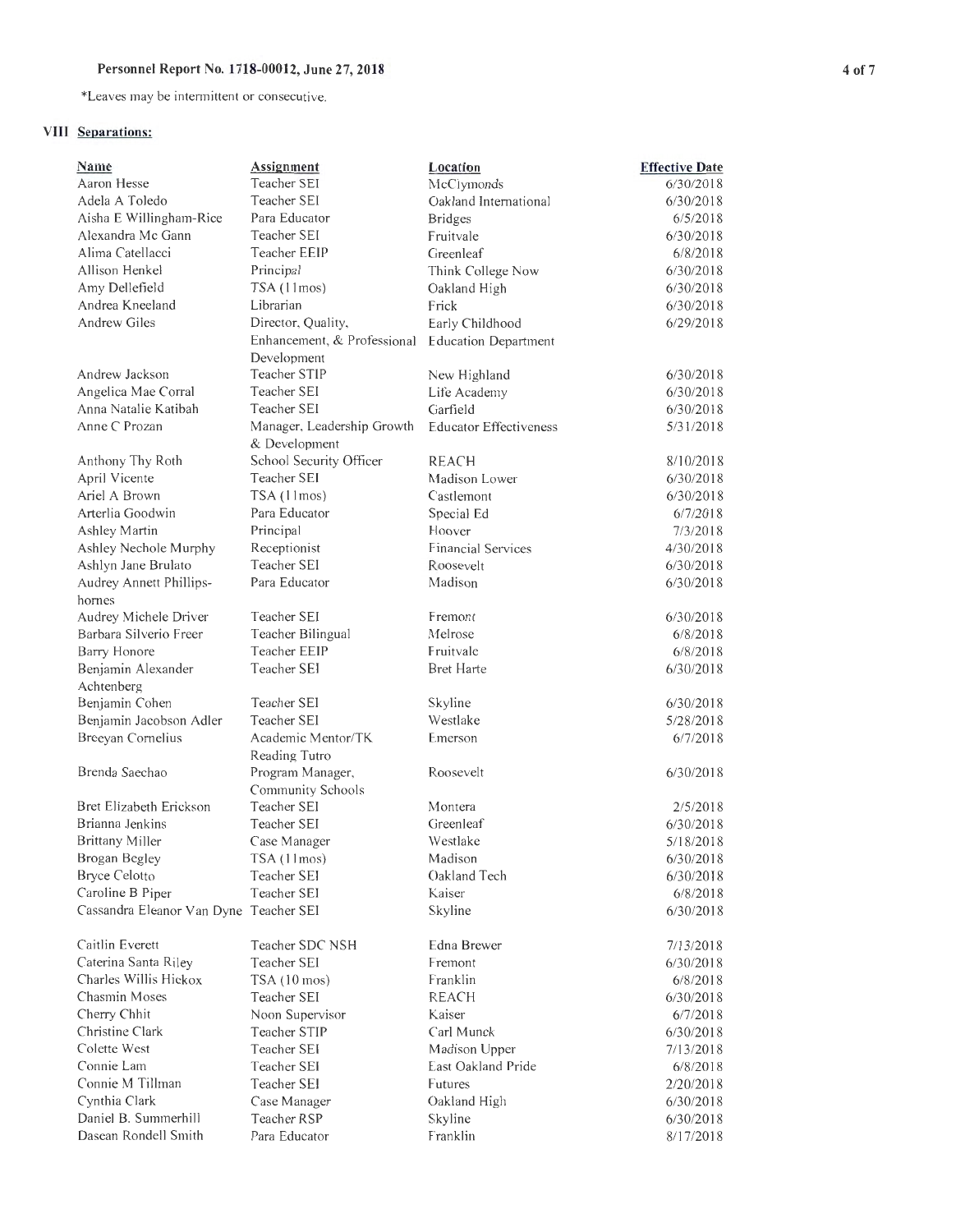*Leaves may be intermittent or consecutive.

## VIII Separations:

| Name | Assignment | Location | Effective Date |
|---|---|---|---|
| Aaron Hesse | Teacher SEI | McClymonds | 6/30/2018 |
| Adela A Toledo | Teacher SEI | Oakland International | 6/30/2018 |
| Aisha E Willingham-Rice | Para Educator | Bridges | 6/5/2018 |
| Alexandra Mc Gann | Teacher SEI | Fruitvale | 6/30/2018 |
| Alima Catellacci | Teacher EEIP | Greenleaf | 6/8/2018 |
| Allison Henkel | Principal | Think College Now | 6/30/2018 |
| Amy Dellefield | TSA (11mos) | Oakland High | 6/30/2018 |
| Andrea Kneeland | Librarian | Frick | 6/30/2018 |
| Andrew Giles | Director, Quality, Enhancement, & Professional Development | Early Childhood Education Department | 6/29/2018 |
| Andrew Jackson | Teacher STIP | New Highland | 6/30/2018 |
| Angelica Mae Corral | Teacher SEI | Life Academy | 6/30/2018 |
| Anna Natalie Katibah | Teacher SEI | Garfield | 6/30/2018 |
| Anne C Prozan | Manager, Leadership Growth & Development | Educator Effectiveness | 5/31/2018 |
| Anthony Thy Roth | School Security Officer | REACH | 8/10/2018 |
| April Vicente | Teacher SEI | Madison Lower | 6/30/2018 |
| Ariel A Brown | TSA (11mos) | Castlemont | 6/30/2018 |
| Arterlia Goodwin | Para Educator | Special Ed | 6/7/2018 |
| Ashley Martin | Principal | Hoover | 7/3/2018 |
| Ashley Nechole Murphy | Receptionist | Financial Services | 4/30/2018 |
| Ashlyn Jane Brulato | Teacher SEI | Roosevelt | 6/30/2018 |
| Audrey Annett Phillips-hornes | Para Educator | Madison | 6/30/2018 |
| Audrey Michele Driver | Teacher SEI | Fremont | 6/30/2018 |
| Barbara Silverio Freer | Teacher Bilingual | Melrose | 6/8/2018 |
| Barry Honore | Teacher EEIP | Fruitvale | 6/8/2018 |
| Benjamin Alexander Achtenberg | Teacher SEI | Bret Harte | 6/30/2018 |
| Benjamin Cohen | Teacher SEI | Skyline | 6/30/2018 |
| Benjamin Jacobson Adler | Teacher SEI | Westlake | 5/28/2018 |
| Breeyan Cornelius | Academic Mentor/TK Reading Tutro | Emerson | 6/7/2018 |
| Brenda Saechao | Program Manager, Community Schools | Roosevelt | 6/30/2018 |
| Bret Elizabeth Erickson | Teacher SEI | Montera | 2/5/2018 |
| Brianna Jenkins | Teacher SEI | Greenleaf | 6/30/2018 |
| Brittany Miller | Case Manager | Westlake | 5/18/2018 |
| Brogan Begley | TSA (11mos) | Madison | 6/30/2018 |
| Bryce Celotto | Teacher SEI | Oakland Tech | 6/30/2018 |
| Caroline B Piper | Teacher SEI | Kaiser | 6/8/2018 |
| Cassandra Eleanor Van Dyne | Teacher SEI | Skyline | 6/30/2018 |
| Caitlin Everett | Teacher SDC NSH | Edna Brewer | 7/13/2018 |
| Caterina Santa Riley | Teacher SEI | Fremont | 6/30/2018 |
| Charles Willis Hickox | TSA (10 mos) | Franklin | 6/8/2018 |
| Chasmin Moses | Teacher SEI | REACH | 6/30/2018 |
| Cherry Chhit | Noon Supervisor | Kaiser | 6/7/2018 |
| Christine Clark | Teacher STIP | Carl Munck | 6/30/2018 |
| Colette West | Teacher SEI | Madison Upper | 7/13/2018 |
| Connie Lam | Teacher SEI | East Oakland Pride | 6/8/2018 |
| Connie M Tillman | Teacher SEI | Futures | 2/20/2018 |
| Cynthia Clark | Case Manager | Oakland High | 6/30/2018 |
| Daniel B. Summerhill | Teacher RSP | Skyline | 6/30/2018 |
| Dasean Rondell Smith | Para Educator | Franklin | 8/17/2018 |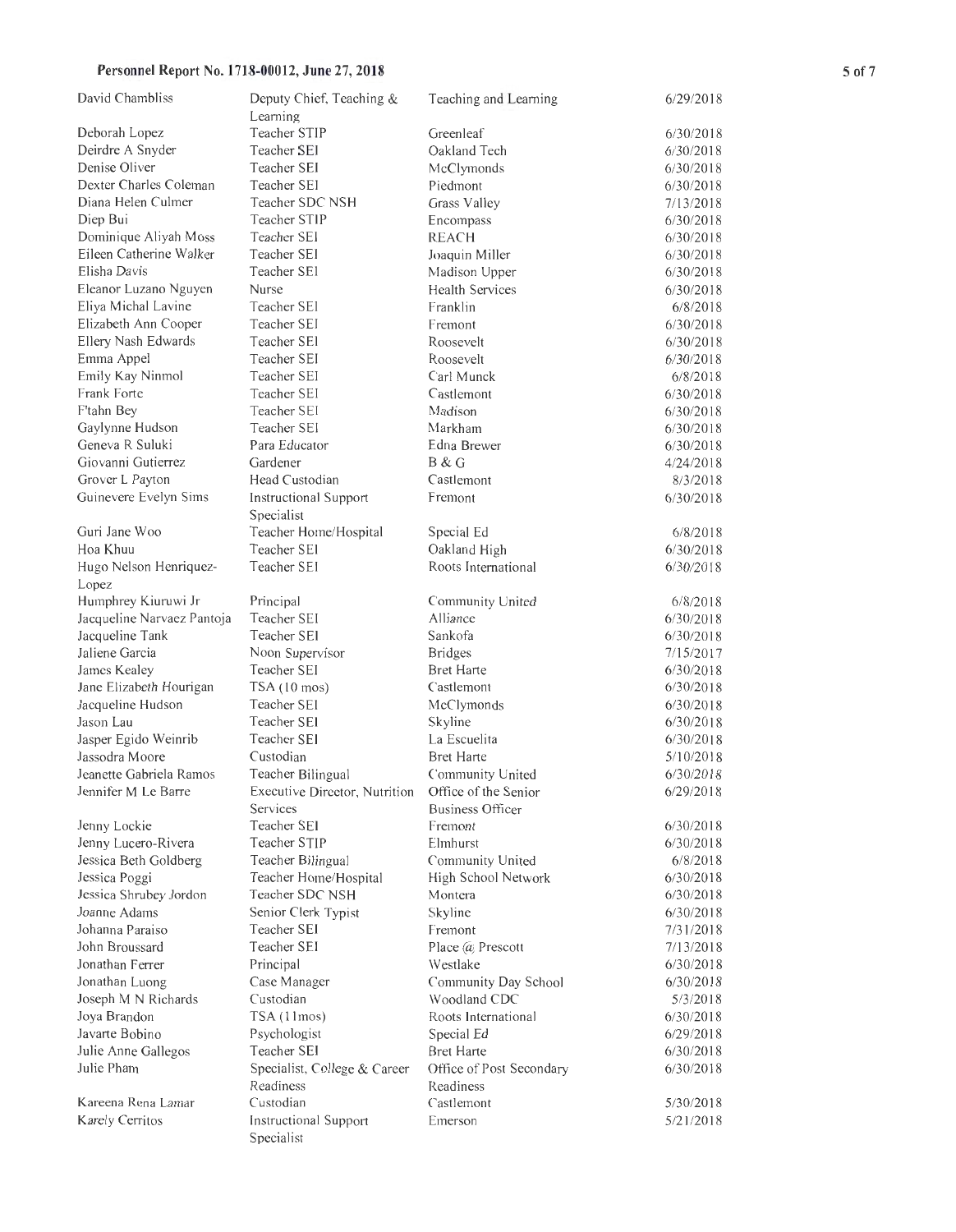**Personnel Report No. 1718-00012, June 27, 2018**

| | | | |
|---|---|---|---|
| David Chambliss | Deputy Chief, Teaching & Learning | Teaching and Learning | 6/29/2018 |
| Deborah Lopez | Teacher STIP | Greenleaf | 6/30/2018 |
| Deirdre A Snyder | Teacher SEI | Oakland Tech | 6/30/2018 |
| Denise Oliver | Teacher SEI | McClymonds | 6/30/2018 |
| Dexter Charles Coleman | Teacher SEI | Piedmont | 6/30/2018 |
| Diana Helen Culmer | Teacher SDC NSH | Grass Valley | 7/13/2018 |
| Diep Bui | Teacher STIP | Encompass | 6/30/2018 |
| Dominique Aliyah Moss | Teacher SEI | REACH | 6/30/2018 |
| Eileen Catherine Walker | Teacher SEI | Joaquin Miller | 6/30/2018 |
| Elisha Davis | Teacher SEI | Madison Upper | 6/30/2018 |
| Eleanor Luzano Nguyen | Nurse | Health Services | 6/30/2018 |
| Eliya Michal Lavine | Teacher SEI | Franklin | 6/8/2018 |
| Elizabeth Ann Cooper | Teacher SEI | Fremont | 6/30/2018 |
| Ellery Nash Edwards | Teacher SEI | Roosevelt | 6/30/2018 |
| Emma Appel | Teacher SEI | Roosevelt | 6/30/2018 |
| Emily Kay Ninmol | Teacher SEI | Carl Munck | 6/8/2018 |
| Frank Forte | Teacher SEI | Castlemont | 6/30/2018 |
| F'tahn Bey | Teacher SEI | Madison | 6/30/2018 |
| Gaylynne Hudson | Teacher SEI | Markham | 6/30/2018 |
| Geneva R Suluki | Para Educator | Edna Brewer | 6/30/2018 |
| Giovanni Gutierrez | Gardener | B & G | 4/24/2018 |
| Grover L Payton | Head Custodian | Castlemont | 8/3/2018 |
| Guinevere Evelyn Sims | Instructional Support Specialist | Fremont | 6/30/2018 |
| Guri Jane Woo | Teacher Home/Hospital | Special Ed | 6/8/2018 |
| Hoa Khuu | Teacher SEI | Oakland High | 6/30/2018 |
| Hugo Nelson Henriquez-Lopez | Teacher SEI | Roots International | 6/30/2018 |
| Humphrey Kiuruwi Jr | Principal | Community United | 6/8/2018 |
| Jacqueline Narvaez Pantoja | Teacher SEI | Alliance | 6/30/2018 |
| Jacqueline Tank | Teacher SEI | Sankofa | 6/30/2018 |
| Jaliene Garcia | Noon Supervisor | Bridges | 7/15/2017 |
| James Kealey | Teacher SEI | Bret Harte | 6/30/2018 |
| Jane Elizabeth Hourigan | TSA (10 mos) | Castlemont | 6/30/2018 |
| Jacqueline Hudson | Teacher SEI | McClymonds | 6/30/2018 |
| Jason Lau | Teacher SEI | Skyline | 6/30/2018 |
| Jasper Egido Weinrib | Teacher SEI | La Escuelita | 6/30/2018 |
| Jassodra Moore | Custodian | Bret Harte | 5/10/2018 |
| Jeanette Gabriela Ramos | Teacher Bilingual | Community United | 6/30/2018 |
| Jennifer M Le Barre | Executive Director, Nutrition Services | Office of the Senior Business Officer | 6/29/2018 |
| Jenny Lockie | Teacher SEI | Fremont | 6/30/2018 |
| Jenny Lucero-Rivera | Teacher STIP | Elmhurst | 6/30/2018 |
| Jessica Beth Goldberg | Teacher Bilingual | Community United | 6/8/2018 |
| Jessica Poggi | Teacher Home/Hospital | High School Network | 6/30/2018 |
| Jessica Shrubey Jordon | Teacher SDC NSH | Montera | 6/30/2018 |
| Joanne Adams | Senior Clerk Typist | Skyline | 6/30/2018 |
| Johanna Paraiso | Teacher SEI | Fremont | 7/31/2018 |
| John Broussard | Teacher SEI | Place @ Prescott | 7/13/2018 |
| Jonathan Ferrer | Principal | Westlake | 6/30/2018 |
| Jonathan Luong | Case Manager | Community Day School | 6/30/2018 |
| Joseph M N Richards | Custodian | Woodland CDC | 5/3/2018 |
| Joya Brandon | TSA (11mos) | Roots International | 6/30/2018 |
| Javarte Bobino | Psychologist | Special Ed | 6/29/2018 |
| Julie Anne Gallegos | Teacher SEI | Bret Harte | 6/30/2018 |
| Julie Pham | Specialist, College & Career Readiness | Office of Post Secondary Readiness | 6/30/2018 |
| Kareena Rena Lamar | Custodian | Castlemont | 5/30/2018 |
| Karely Cerritos | Instructional Support Specialist | Emerson | 5/21/2018 |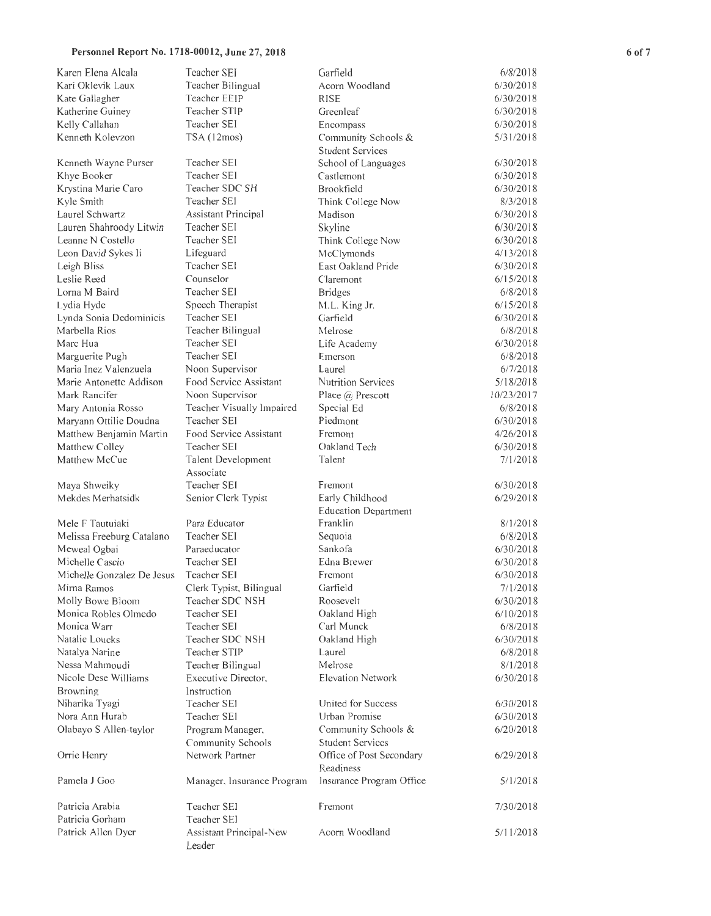**Personnel Report No. 1718-00012, June 27, 2018**

| | | | |
|---|---|---|---|
| Karen Elena Alcala | Teacher SEI | Garfield | 6/8/2018 |
| Kari Oklevik Laux | Teacher Bilingual | Acorn Woodland | 6/30/2018 |
| Kate Gallagher | Teacher EEIP | RISE | 6/30/2018 |
| Katherine Guiney | Teacher STIP | Greenleaf | 6/30/2018 |
| Kelly Callahan | Teacher SEI | Encompass | 6/30/2018 |
| Kenneth Kolevzon | TSA (12mos) | Community Schools & Student Services | 5/31/2018 |
| Kenneth Wayne Purser | Teacher SEI | School of Languages | 6/30/2018 |
| Khye Booker | Teacher SEI | Castlemont | 6/30/2018 |
| Krystina Marie Caro | Teacher SDC SH | Brookfield | 6/30/2018 |
| Kyle Smith | Teacher SEI | Think College Now | 8/3/2018 |
| Laurel Schwartz | Assistant Principal | Madison | 6/30/2018 |
| Lauren Shahroody Litwin | Teacher SEI | Skyline | 6/30/2018 |
| Leanne N Costello | Teacher SEI | Think College Now | 6/30/2018 |
| Leon David Sykes Ii | Lifeguard | McClymonds | 4/13/2018 |
| Leigh Bliss | Teacher SEI | East Oakland Pride | 6/30/2018 |
| Leslie Reed | Counselor | Claremont | 6/15/2018 |
| Lorna M Baird | Teacher SEI | Bridges | 6/8/2018 |
| Lydia Hyde | Speech Therapist | M.L. King Jr. | 6/15/2018 |
| Lynda Sonia Dedominicis | Teacher SEI | Garfield | 6/30/2018 |
| Marbella Rios | Teacher Bilingual | Melrose | 6/8/2018 |
| Marc Hua | Teacher SEI | Life Academy | 6/30/2018 |
| Marguerite Pugh | Teacher SEI | Emerson | 6/8/2018 |
| Maria Inez Valenzuela | Noon Supervisor | Laurel | 6/7/2018 |
| Marie Antonette Addison | Food Service Assistant | Nutrition Services | 5/18/2018 |
| Mark Rancifer | Noon Supervisor | Place @ Prescott | 10/23/2017 |
| Mary Antonia Rosso | Teacher Visually Impaired | Special Ed | 6/8/2018 |
| Maryann Ottilie Doudna | Teacher SEI | Piedmont | 6/30/2018 |
| Matthew Benjamin Martin | Food Service Assistant | Fremont | 4/26/2018 |
| Matthew Colley | Teacher SEI | Oakland Tech | 6/30/2018 |
| Matthew McCue | Talent Development Associate | Talent | 7/1/2018 |
| Maya Shweiky | Teacher SEI | Fremont | 6/30/2018 |
| Mekdes Merhatsidk | Senior Clerk Typist | Early Childhood Education Department | 6/29/2018 |
| Mele F Tautuiaki | Para Educator | Franklin | 8/1/2018 |
| Melissa Freeburg Catalano | Teacher SEI | Sequoia | 6/8/2018 |
| Meweal Ogbai | Paraeducator | Sankofa | 6/30/2018 |
| Michelle Cascio | Teacher SEI | Edna Brewer | 6/30/2018 |
| Michelle Gonzalez De Jesus | Teacher SEI | Fremont | 6/30/2018 |
| Mirna Ramos | Clerk Typist, Bilingual | Garfield | 7/1/2018 |
| Molly Bowe Bloom | Teacher SDC NSH | Roosevelt | 6/30/2018 |
| Monica Robles Olmedo | Teacher SEI | Oakland High | 6/10/2018 |
| Monica Warr | Teacher SEI | Carl Munck | 6/8/2018 |
| Natalie Loucks | Teacher SDC NSH | Oakland High | 6/30/2018 |
| Natalya Narine | Teacher STIP | Laurel | 6/8/2018 |
| Nessa Mahmoudi | Teacher Bilingual | Melrose | 8/1/2018 |
| Nicole Dese Williams Browning | Executive Director, Instruction | Elevation Network | 6/30/2018 |
| Niharika Tyagi | Teacher SEI | United for Success | 6/30/2018 |
| Nora Ann Hurab | Teacher SEI | Urban Promise | 6/30/2018 |
| Olabayo S Allen-taylor | Program Manager, Community Schools | Community Schools & Student Services | 6/20/2018 |
| Orrie Henry | Network Partner | Office of Post Secondary Readiness | 6/29/2018 |
| Pamela J Goo | Manager, Insurance Program | Insurance Program Office | 5/1/2018 |
| Patricia Arabia | Teacher SEI | Fremont | 7/30/2018 |
| Patricia Gorham | Teacher SEI | | |
| Patrick Allen Dyer | Assistant Principal-New Leader | Acorn Woodland | 5/11/2018 |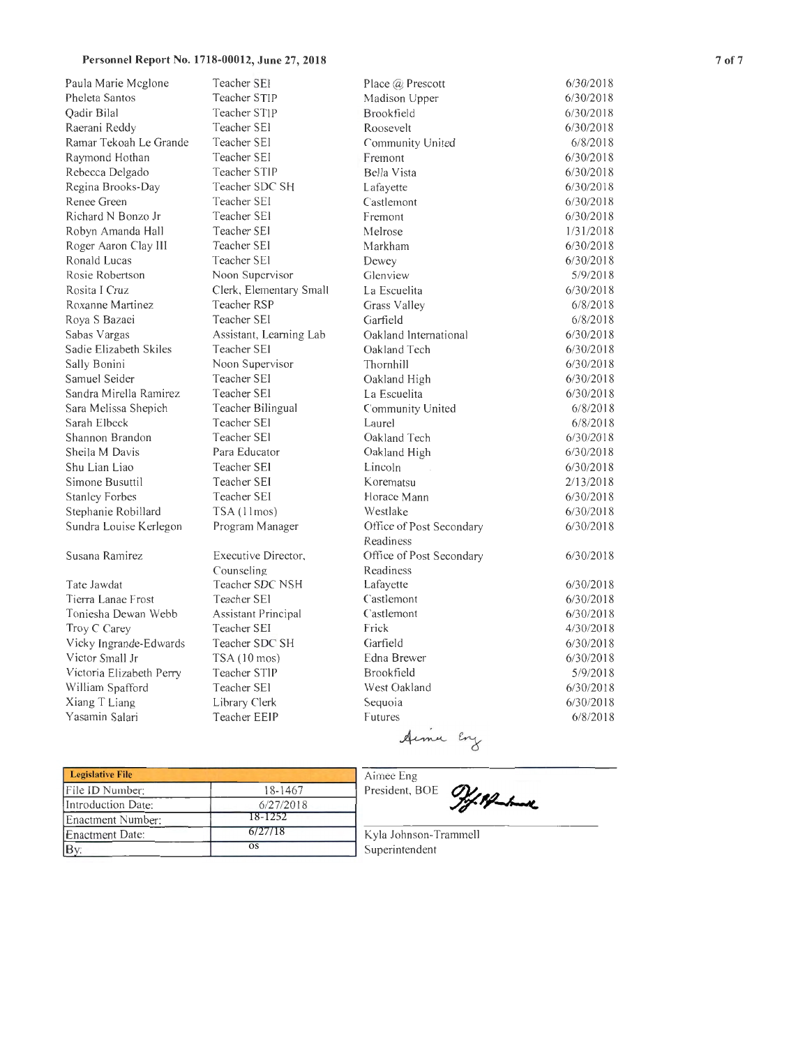**Personnel Report No. 1718-00012, June 27, 2018**

| | | | |
|---|---|---|---|
| Paula Marie Mcglone | Teacher SEI | Place @ Prescott | 6/30/2018 |
| Pheleta Santos | Teacher STIP | Madison Upper | 6/30/2018 |
| Qadir Bilal | Teacher STIP | Brookfield | 6/30/2018 |
| Raerani Reddy | Teacher SEI | Roosevelt | 6/30/2018 |
| Ramar Tekoah Le Grande | Teacher SEI | Community United | 6/8/2018 |
| Raymond Hothan | Teacher SEI | Fremont | 6/30/2018 |
| Rebecca Delgado | Teacher STIP | Bella Vista | 6/30/2018 |
| Regina Brooks-Day | Teacher SDC SH | Lafayette | 6/30/2018 |
| Renee Green | Teacher SEI | Castlemont | 6/30/2018 |
| Richard N Bonzo Jr | Teacher SEI | Fremont | 6/30/2018 |
| Robyn Amanda Hall | Teacher SEI | Melrose | 1/31/2018 |
| Roger Aaron Clay III | Teacher SEI | Markham | 6/30/2018 |
| Ronald Lucas | Teacher SEI | Dewey | 6/30/2018 |
| Rosie Robertson | Noon Supervisor | Glenview | 5/9/2018 |
| Rosita I Cruz | Clerk, Elementary Small | La Escuelita | 6/30/2018 |
| Roxanne Martinez | Teacher RSP | Grass Valley | 6/8/2018 |
| Roya S Bazaei | Teacher SEI | Garfield | 6/8/2018 |
| Sabas Vargas | Assistant, Learning Lab | Oakland International | 6/30/2018 |
| Sadie Elizabeth Skiles | Teacher SEI | Oakland Tech | 6/30/2018 |
| Sally Bonini | Noon Supervisor | Thornhill | 6/30/2018 |
| Samuel Seider | Teacher SEI | Oakland High | 6/30/2018 |
| Sandra Mirella Ramirez | Teacher SEI | La Escuelita | 6/30/2018 |
| Sara Melissa Shepich | Teacher Bilingual | Community United | 6/8/2018 |
| Sarah Elbeck | Teacher SEI | Laurel | 6/8/2018 |
| Shannon Brandon | Teacher SEI | Oakland Tech | 6/30/2018 |
| Sheila M Davis | Para Educator | Oakland High | 6/30/2018 |
| Shu Lian Liao | Teacher SEI | Lincoln | 6/30/2018 |
| Simone Busuttil | Teacher SEI | Korematsu | 2/13/2018 |
| Stanley Forbes | Teacher SEI | Horace Mann | 6/30/2018 |
| Stephanie Robillard | TSA (11mos) | Westlake | 6/30/2018 |
| Sundra Louise Kerlegon | Program Manager | Office of Post Secondary Readiness | 6/30/2018 |
| Susana Ramirez | Executive Director, Counseling | Office of Post Secondary Readiness | 6/30/2018 |
| Tate Jawdat | Teacher SDC NSH | Lafayette | 6/30/2018 |
| Tierra Lanae Frost | Teacher SEI | Castlemont | 6/30/2018 |
| Toniesha Dewan Webb | Assistant Principal | Castlemont | 6/30/2018 |
| Troy C Carey | Teacher SEI | Frick | 4/30/2018 |
| Vicky Ingrande-Edwards | Teacher SDC SH | Garfield | 6/30/2018 |
| Victor Small Jr | TSA (10 mos) | Edna Brewer | 6/30/2018 |
| Victoria Elizabeth Perry | Teacher STIP | Brookfield | 5/9/2018 |
| William Spafford | Teacher SEI | West Oakland | 6/30/2018 |
| Xiang T Liang | Library Clerk | Sequoia | 6/30/2018 |
| Yasamin Salari | Teacher EEIP | Futures | 6/8/2018 |

| Legislative File | |
|---|---|
| File ID Number: | 18-1467 |
| Introduction Date: | 6/27/2018 |
| Enactment Number: | 18-1252 |
| Enactment Date: | 6/27/18 |
| By: | os |

Aimee Eng
President, BOE

Kyla Johnson-Trammell
Superintendent